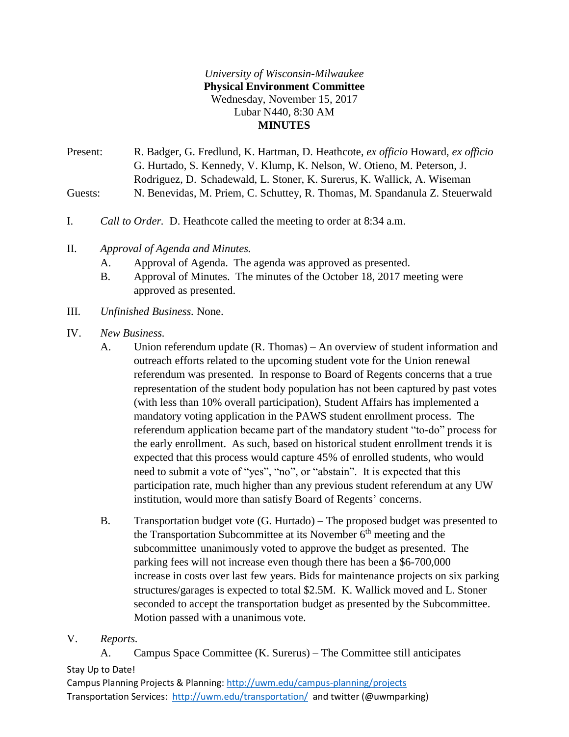*University of Wisconsin-Milwaukee*
**Physical Environment Committee**
Wednesday, November 15, 2017
Lubar N440, 8:30 AM
**MINUTES**

Present: R. Badger, G. Fredlund, K. Hartman, D. Heathcote, *ex officio* Howard, *ex officio* G. Hurtado, S. Kennedy, V. Klump, K. Nelson, W. Otieno, M. Peterson, J. Rodriguez, D. Schadewald, L. Stoner, K. Surerus, K. Wallick, A. Wiseman

Guests: N. Benevidas, M. Priem, C. Schuttey, R. Thomas, M. Spandanula Z. Steuerwald

I. *Call to Order.* D. Heathcote called the meeting to order at 8:34 a.m.

II. *Approval of Agenda and Minutes.*

A. Approval of Agenda. The agenda was approved as presented.

B. Approval of Minutes. The minutes of the October 18, 2017 meeting were approved as presented.

III. *Unfinished Business.* None.

IV. *New Business.*

A. Union referendum update (R. Thomas) – An overview of student information and outreach efforts related to the upcoming student vote for the Union renewal referendum was presented. In response to Board of Regents concerns that a true representation of the student body population has not been captured by past votes (with less than 10% overall participation), Student Affairs has implemented a mandatory voting application in the PAWS student enrollment process. The referendum application became part of the mandatory student "to-do" process for the early enrollment. As such, based on historical student enrollment trends it is expected that this process would capture 45% of enrolled students, who would need to submit a vote of "yes", "no", or "abstain". It is expected that this participation rate, much higher than any previous student referendum at any UW institution, would more than satisfy Board of Regents' concerns.

B. Transportation budget vote (G. Hurtado) – The proposed budget was presented to the Transportation Subcommittee at its November 6th meeting and the subcommittee unanimously voted to approve the budget as presented. The parking fees will not increase even though there has been a $6-700,000 increase in costs over last few years. Bids for maintenance projects on six parking structures/garages is expected to total $2.5M. K. Wallick moved and L. Stoner seconded to accept the transportation budget as presented by the Subcommittee. Motion passed with a unanimous vote.

V. *Reports.*

A. Campus Space Committee (K. Surerus) – The Committee still anticipates

Stay Up to Date!
Campus Planning Projects & Planning: http://uwm.edu/campus-planning/projects
Transportation Services: http://uwm.edu/transportation/ and twitter (@uwmparking)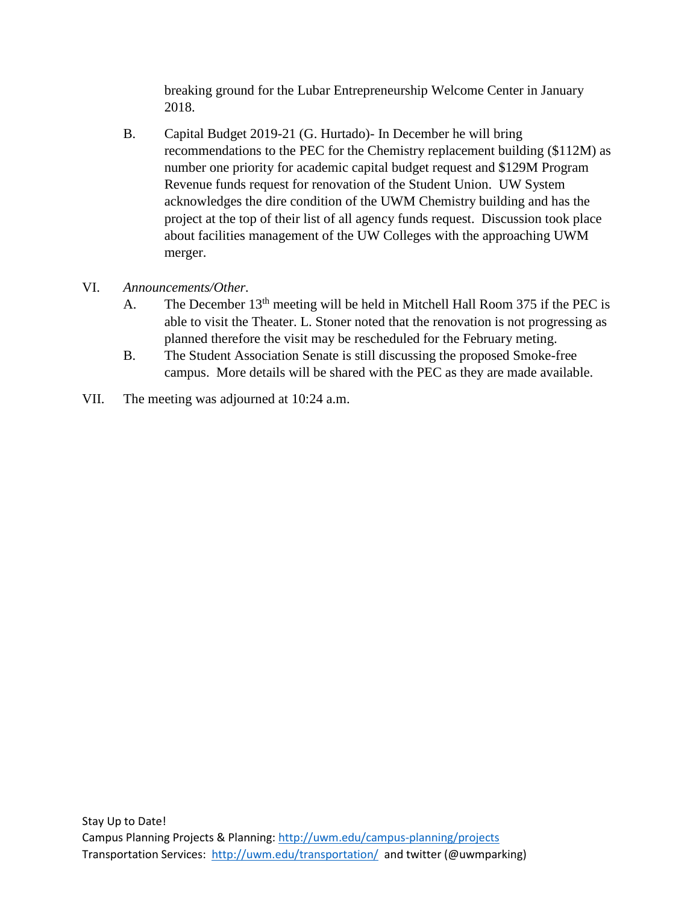breaking ground for the Lubar Entrepreneurship Welcome Center in January 2018.

B. Capital Budget 2019-21 (G. Hurtado)- In December he will bring recommendations to the PEC for the Chemistry replacement building ($112M) as number one priority for academic capital budget request and $129M Program Revenue funds request for renovation of the Student Union. UW System acknowledges the dire condition of the UWM Chemistry building and has the project at the top of their list of all agency funds request. Discussion took place about facilities management of the UW Colleges with the approaching UWM merger.

VI. *Announcements/Other.*

A. The December 13th meeting will be held in Mitchell Hall Room 375 if the PEC is able to visit the Theater. L. Stoner noted that the renovation is not progressing as planned therefore the visit may be rescheduled for the February meting.

B. The Student Association Senate is still discussing the proposed Smoke-free campus. More details will be shared with the PEC as they are made available.

VII. The meeting was adjourned at 10:24 a.m.

Stay Up to Date!
Campus Planning Projects & Planning: http://uwm.edu/campus-planning/projects
Transportation Services: http://uwm.edu/transportation/ and twitter (@uwmparking)